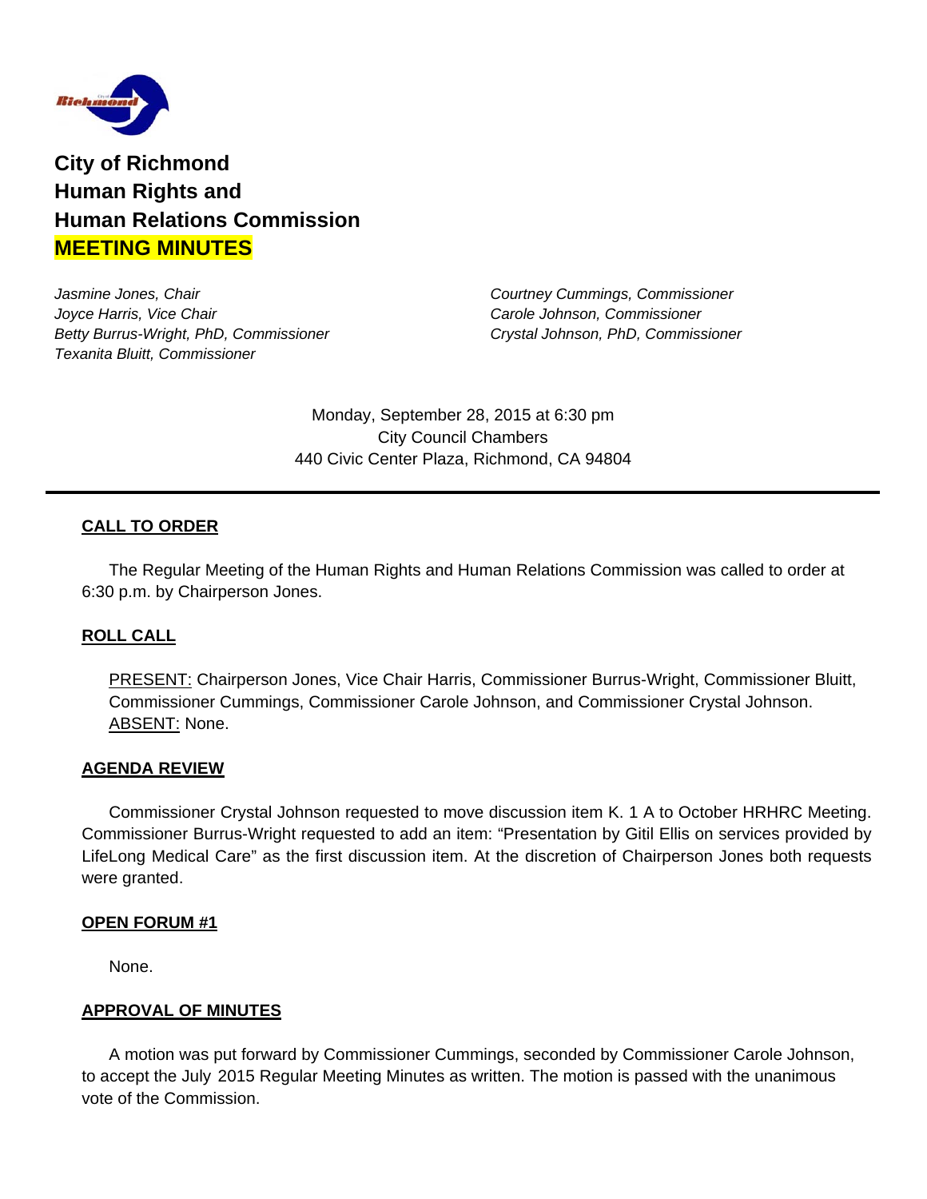# City of Richmond
# Human Rights and
# Human Relations Commission
# MEETING MINUTES

*Jasmine Jones, Chair*
*Joyce Harris, Vice Chair*
*Betty Burrus-Wright, PhD, Commissioner*
*Texanita Bluitt, Commissioner*
*Courtney Cummings, Commissioner*
*Carole Johnson, Commissioner*
*Crystal Johnson, PhD, Commissioner*

Monday, September 28, 2015 at 6:30 pm
City Council Chambers
440 Civic Center Plaza, Richmond, CA 94804

---

## CALL TO ORDER

The Regular Meeting of the Human Rights and Human Relations Commission was called to order at 6:30 p.m. by Chairperson Jones.

## ROLL CALL

PRESENT: Chairperson Jones, Vice Chair Harris, Commissioner Burrus-Wright, Commissioner Bluitt, Commissioner Cummings, Commissioner Carole Johnson, and Commissioner Crystal Johnson.
ABSENT: None.

## AGENDA REVIEW

Commissioner Crystal Johnson requested to move discussion item K. 1 A to October HRHRC Meeting. Commissioner Burrus-Wright requested to add an item: "Presentation by Gitil Ellis on services provided by LifeLong Medical Care" as the first discussion item. At the discretion of Chairperson Jones both requests were granted.

## OPEN FORUM #1

None.

## APPROVAL OF MINUTES

A motion was put forward by Commissioner Cummings, seconded by Commissioner Carole Johnson, to accept the July 2015 Regular Meeting Minutes as written. The motion is passed with the unanimous vote of the Commission.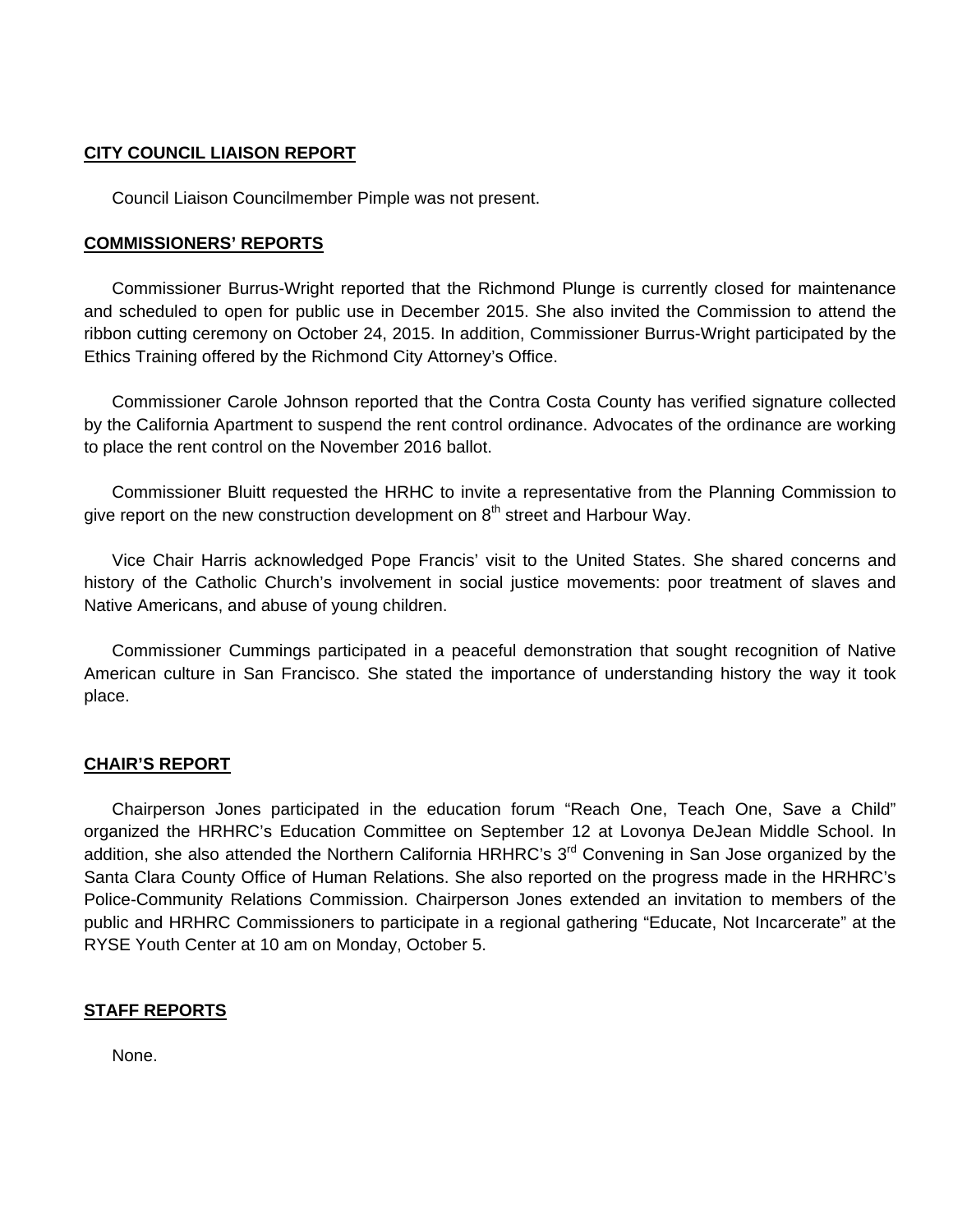## CITY COUNCIL LIAISON REPORT

Council Liaison Councilmember Pimple was not present.

## COMMISSIONERS' REPORTS

Commissioner Burrus-Wright reported that the Richmond Plunge is currently closed for maintenance and scheduled to open for public use in December 2015. She also invited the Commission to attend the ribbon cutting ceremony on October 24, 2015. In addition, Commissioner Burrus-Wright participated by the Ethics Training offered by the Richmond City Attorney's Office.

Commissioner Carole Johnson reported that the Contra Costa County has verified signature collected by the California Apartment to suspend the rent control ordinance. Advocates of the ordinance are working to place the rent control on the November 2016 ballot.

Commissioner Bluitt requested the HRHC to invite a representative from the Planning Commission to give report on the new construction development on 8th street and Harbour Way.

Vice Chair Harris acknowledged Pope Francis' visit to the United States. She shared concerns and history of the Catholic Church's involvement in social justice movements: poor treatment of slaves and Native Americans, and abuse of young children.

Commissioner Cummings participated in a peaceful demonstration that sought recognition of Native American culture in San Francisco. She stated the importance of understanding history the way it took place.

## CHAIR'S REPORT

Chairperson Jones participated in the education forum "Reach One, Teach One, Save a Child" organized the HRHRC's Education Committee on September 12 at Lovonya DeJean Middle School. In addition, she also attended the Northern California HRHRC's 3rd Convening in San Jose organized by the Santa Clara County Office of Human Relations. She also reported on the progress made in the HRHRC's Police-Community Relations Commission. Chairperson Jones extended an invitation to members of the public and HRHRC Commissioners to participate in a regional gathering "Educate, Not Incarcerate" at the RYSE Youth Center at 10 am on Monday, October 5.

## STAFF REPORTS

None.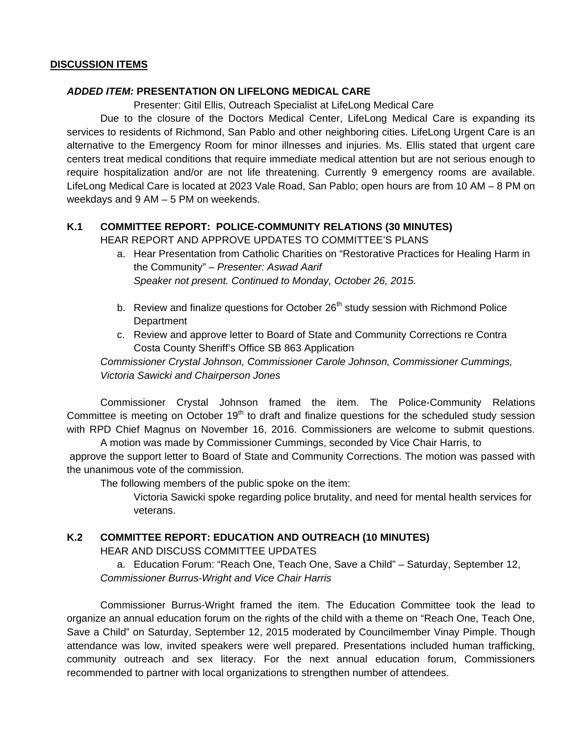**DISCUSSION ITEMS**

***ADDED ITEM:* PRESENTATION ON LIFELONG MEDICAL CARE**

Presenter: Gitil Ellis, Outreach Specialist at LifeLong Medical Care

Due to the closure of the Doctors Medical Center, LifeLong Medical Care is expanding its services to residents of Richmond, San Pablo and other neighboring cities. LifeLong Urgent Care is an alternative to the Emergency Room for minor illnesses and injuries. Ms. Ellis stated that urgent care centers treat medical conditions that require immediate medical attention but are not serious enough to require hospitalization and/or are not life threatening. Currently 9 emergency rooms are available. LifeLong Medical Care is located at 2023 Vale Road, San Pablo; open hours are from 10 AM – 8 PM on weekdays and 9 AM – 5 PM on weekends.

**K.1 COMMITTEE REPORT: POLICE-COMMUNITY RELATIONS (30 MINUTES)**

HEAR REPORT AND APPROVE UPDATES TO COMMITTEE'S PLANS

a. Hear Presentation from Catholic Charities on "Restorative Practices for Healing Harm in the Community" – *Presenter: Aswad Aarif*
   *Speaker not present. Continued to Monday, October 26, 2015*.

b. Review and finalize questions for October 26th study session with Richmond Police Department

c. Review and approve letter to Board of State and Community Corrections re Contra Costa County Sheriff's Office SB 863 Application

*Commissioner Crystal Johnson, Commissioner Carole Johnson, Commissioner Cummings, Victoria Sawicki and Chairperson Jones*

Commissioner Crystal Johnson framed the item. The Police-Community Relations Committee is meeting on October 19th to draft and finalize questions for the scheduled study session with RPD Chief Magnus on November 16, 2016. Commissioners are welcome to submit questions.

A motion was made by Commissioner Cummings, seconded by Vice Chair Harris, to approve the support letter to Board of State and Community Corrections. The motion was passed with the unanimous vote of the commission.

The following members of the public spoke on the item:

Victoria Sawicki spoke regarding police brutality, and need for mental health services for veterans.

**K.2 COMMITTEE REPORT: EDUCATION AND OUTREACH (10 MINUTES)**

HEAR AND DISCUSS COMMITTEE UPDATES

a. Education Forum: "Reach One, Teach One, Save a Child" – Saturday, September 12,

*Commissioner Burrus-Wright and Vice Chair Harris*

Commissioner Burrus-Wright framed the item. The Education Committee took the lead to organize an annual education forum on the rights of the child with a theme on "Reach One, Teach One, Save a Child" on Saturday, September 12, 2015 moderated by Councilmember Vinay Pimple. Though attendance was low, invited speakers were well prepared. Presentations included human trafficking, community outreach and sex literacy. For the next annual education forum, Commissioners recommended to partner with local organizations to strengthen number of attendees.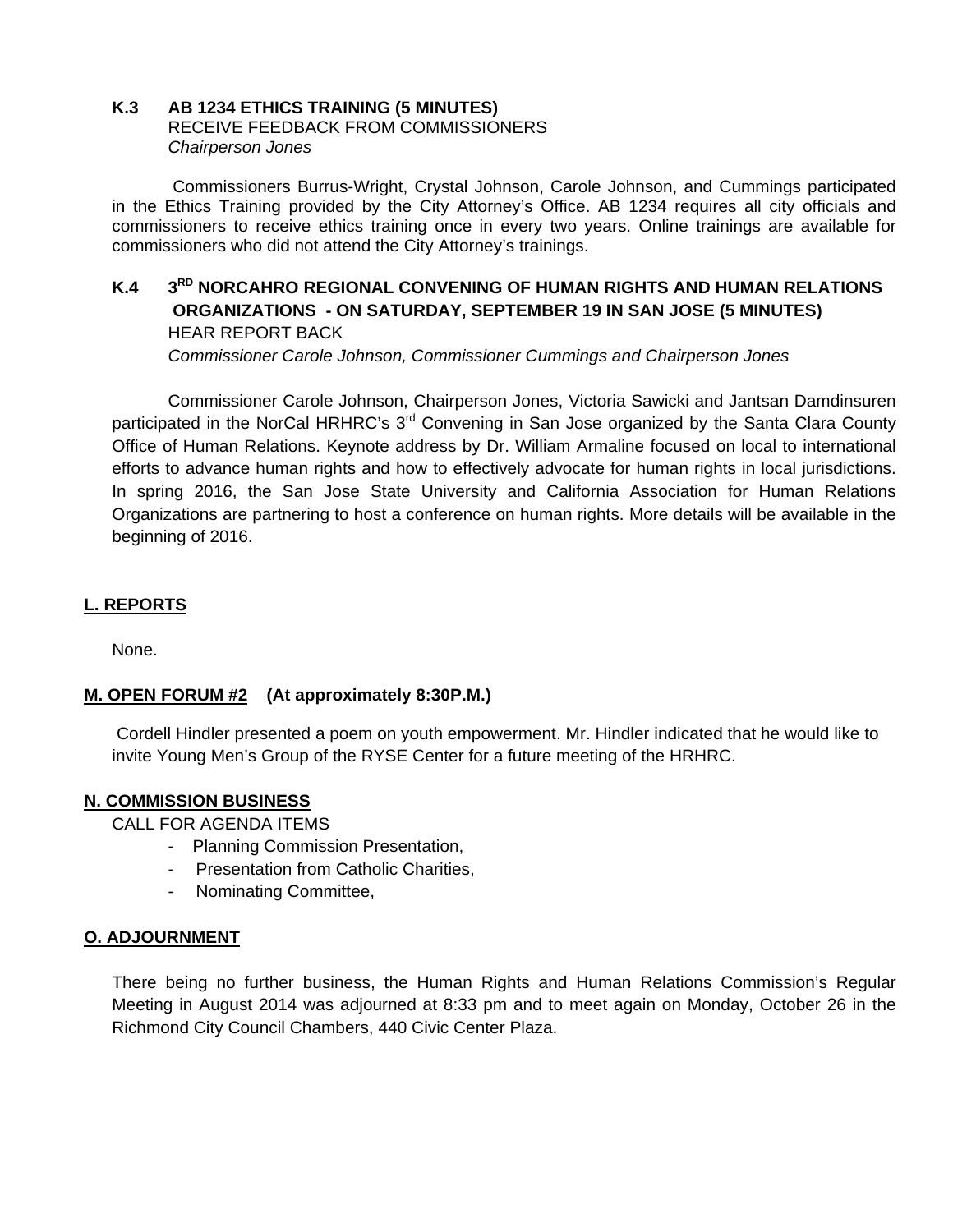**K.3 AB 1234 ETHICS TRAINING (5 MINUTES)**
RECEIVE FEEDBACK FROM COMMISSIONERS
*Chairperson Jones*

Commissioners Burrus-Wright, Crystal Johnson, Carole Johnson, and Cummings participated in the Ethics Training provided by the City Attorney's Office. AB 1234 requires all city officials and commissioners to receive ethics training once in every two years. Online trainings are available for commissioners who did not attend the City Attorney's trainings.

**K.4 3RD NORCAHRO REGIONAL CONVENING OF HUMAN RIGHTS AND HUMAN RELATIONS ORGANIZATIONS - ON SATURDAY, SEPTEMBER 19 IN SAN JOSE (5 MINUTES)**
HEAR REPORT BACK
*Commissioner Carole Johnson, Commissioner Cummings and Chairperson Jones*

Commissioner Carole Johnson, Chairperson Jones, Victoria Sawicki and Jantsan Damdinsuren participated in the NorCal HRHRC's 3rd Convening in San Jose organized by the Santa Clara County Office of Human Relations. Keynote address by Dr. William Armaline focused on local to international efforts to advance human rights and how to effectively advocate for human rights in local jurisdictions. In spring 2016, the San Jose State University and California Association for Human Relations Organizations are partnering to host a conference on human rights. More details will be available in the beginning of 2016.

## L. REPORTS

None.

## M. OPEN FORUM #2 (At approximately 8:30P.M.)

Cordell Hindler presented a poem on youth empowerment. Mr. Hindler indicated that he would like to invite Young Men's Group of the RYSE Center for a future meeting of the HRHRC.

## N. COMMISSION BUSINESS

CALL FOR AGENDA ITEMS

- Planning Commission Presentation,
- Presentation from Catholic Charities,
- Nominating Committee,

## O. ADJOURNMENT

There being no further business, the Human Rights and Human Relations Commission's Regular Meeting in August 2014 was adjourned at 8:33 pm and to meet again on Monday, October 26 in the Richmond City Council Chambers, 440 Civic Center Plaza.